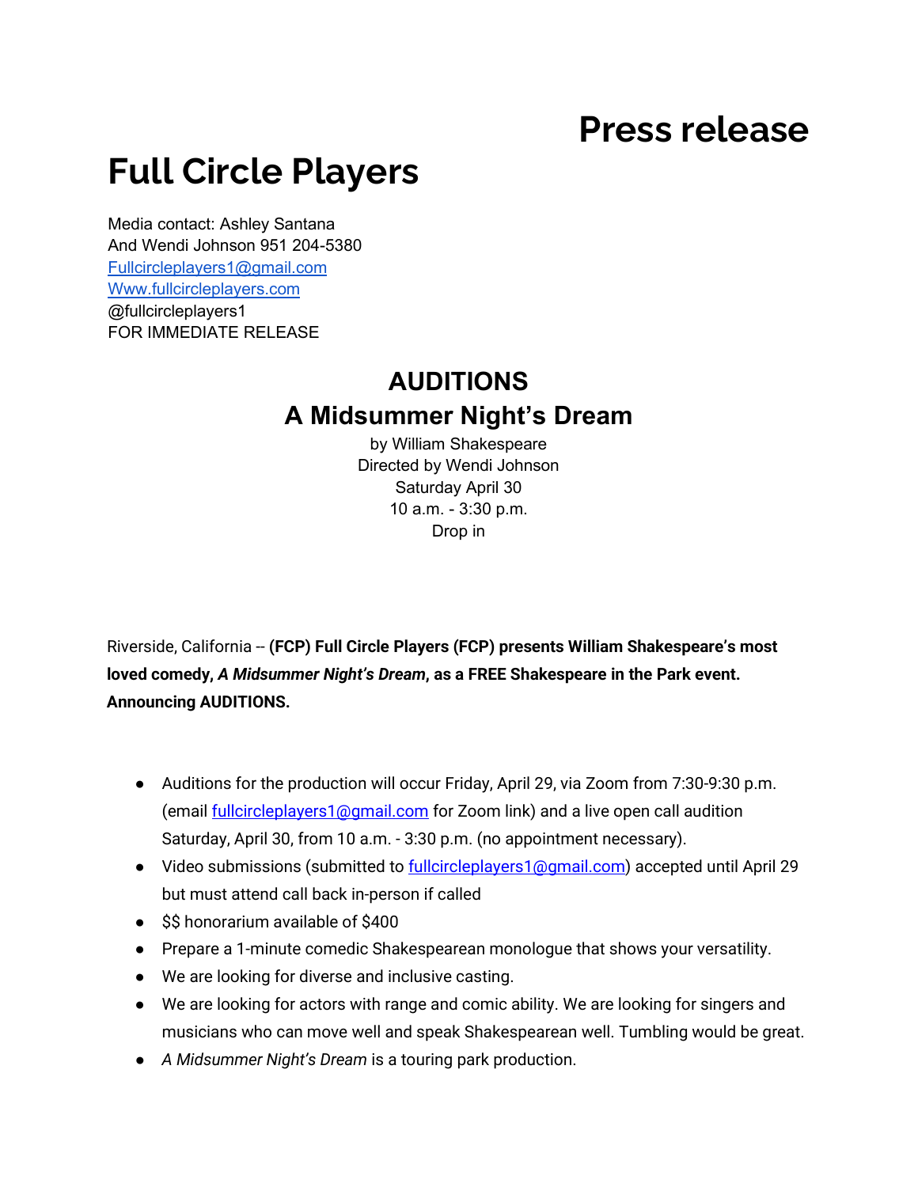# Press release

# Full Circle Players

Media contact: Ashley Santana
And Wendi Johnson 951 204-5380
Fullcircleplayers1@gmail.com
Www.fullcircleplayers.com
@fullcircleplayers1
FOR IMMEDIATE RELEASE

## AUDITIONS
## A Midsummer Night's Dream

by William Shakespeare
Directed by Wendi Johnson
Saturday April 30
10 a.m. - 3:30 p.m.
Drop in

Riverside, California -- **(FCP) Full Circle Players (FCP) presents William Shakespeare's most loved comedy, *A Midsummer Night's Dream*, as a FREE Shakespeare in the Park event. Announcing AUDITIONS.**

- Auditions for the production will occur Friday, April 29, via Zoom from 7:30-9:30 p.m. (email fullcircleplayers1@gmail.com for Zoom link) and a live open call audition Saturday, April 30, from 10 a.m. - 3:30 p.m. (no appointment necessary).
- Video submissions (submitted to fullcircleplayers1@gmail.com) accepted until April 29 but must attend call back in-person if called
- $$ honorarium available of $400
- Prepare a 1-minute comedic Shakespearean monologue that shows your versatility.
- We are looking for diverse and inclusive casting.
- We are looking for actors with range and comic ability. We are looking for singers and musicians who can move well and speak Shakespearean well. Tumbling would be great.
- *A Midsummer Night's Dream* is a touring park production.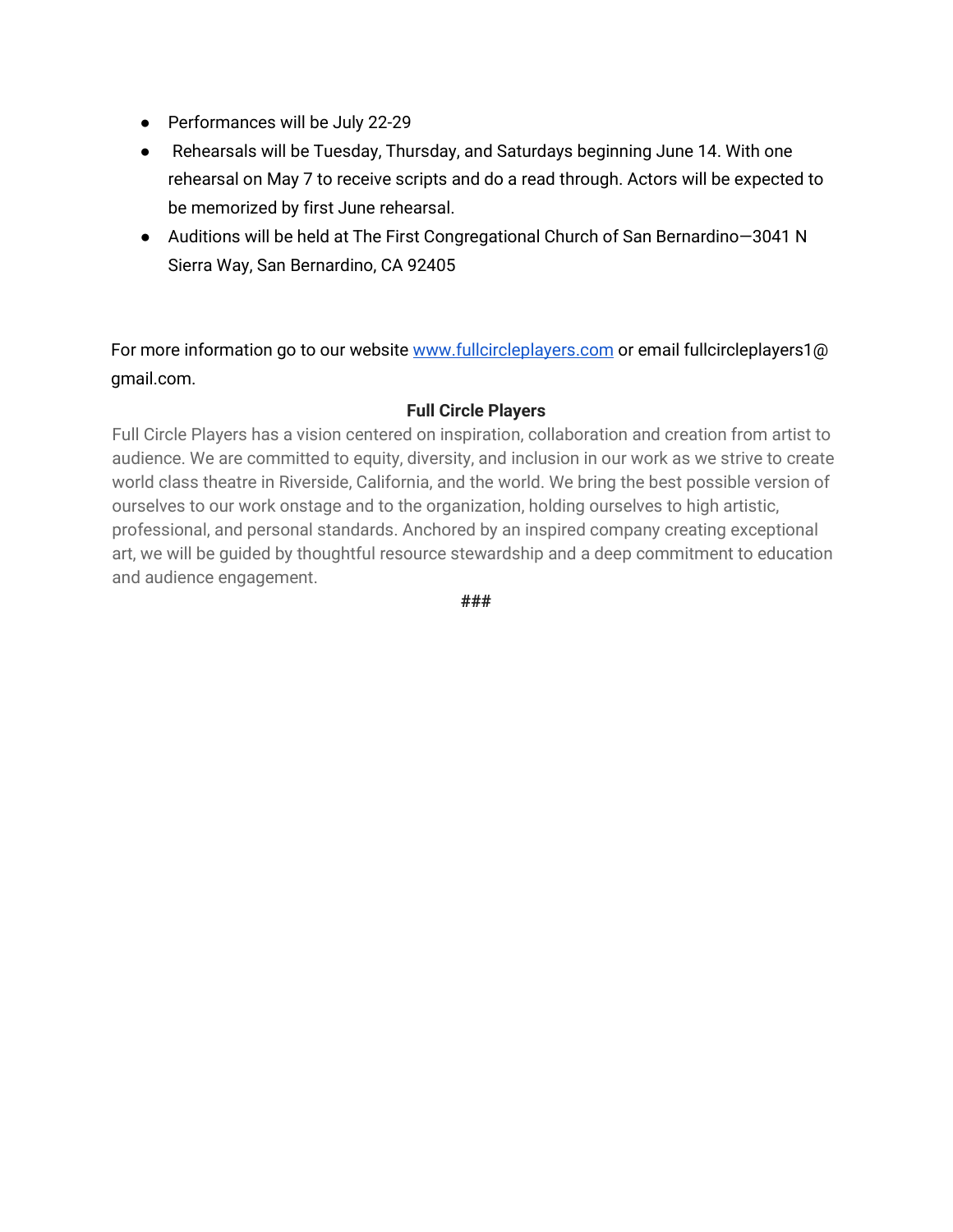- Performances will be July 22-29
- Rehearsals will be Tuesday, Thursday, and Saturdays beginning June 14. With one rehearsal on May 7 to receive scripts and do a read through. Actors will be expected to be memorized by first June rehearsal.
- Auditions will be held at The First Congregational Church of San Bernardino—3041 N Sierra Way, San Bernardino, CA 92405

For more information go to our website [www.fullcircleplayers.com](http://www.fullcircleplayers.com) or email fullcircleplayers1@gmail.com.

**Full Circle Players**

Full Circle Players has a vision centered on inspiration, collaboration and creation from artist to audience. We are committed to equity, diversity, and inclusion in our work as we strive to create world class theatre in Riverside, California, and the world. We bring the best possible version of ourselves to our work onstage and to the organization, holding ourselves to high artistic, professional, and personal standards. Anchored by an inspired company creating exceptional art, we will be guided by thoughtful resource stewardship and a deep commitment to education and audience engagement.

###